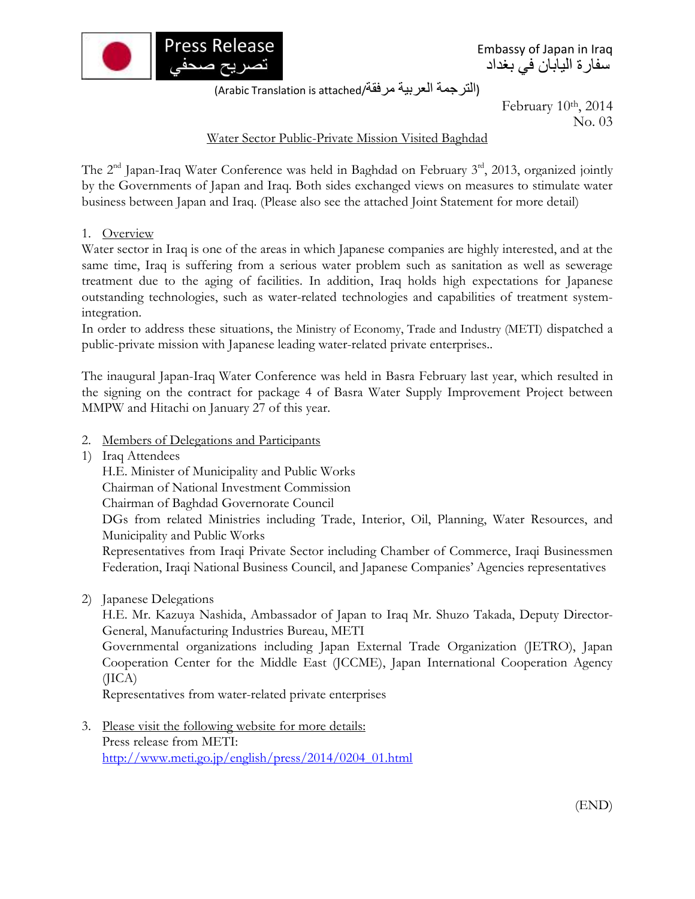Press Release
تصريح صحفي

Embassy of Japan in Iraq
سفارة اليابان في بغداد

(Arabic Translation is attached/الترجمة العربية مرفقة)

February 10th, 2014
No. 03

## Water Sector Public-Private Mission Visited Baghdad

The 2nd Japan-Iraq Water Conference was held in Baghdad on February 3rd, 2013, organized jointly by the Governments of Japan and Iraq. Both sides exchanged views on measures to stimulate water business between Japan and Iraq. (Please also see the attached Joint Statement for more detail)

1. Overview

Water sector in Iraq is one of the areas in which Japanese companies are highly interested, and at the same time, Iraq is suffering from a serious water problem such as sanitation as well as sewerage treatment due to the aging of facilities. In addition, Iraq holds high expectations for Japanese outstanding technologies, such as water-related technologies and capabilities of treatment system-integration.

In order to address these situations, the Ministry of Economy, Trade and Industry (METI) dispatched a public-private mission with Japanese leading water-related private enterprises..

The inaugural Japan-Iraq Water Conference was held in Basra February last year, which resulted in the signing on the contract for package 4 of Basra Water Supply Improvement Project between MMPW and Hitachi on January 27 of this year.

2. Members of Delegations and Participants

1) Iraq Attendees
   H.E. Minister of Municipality and Public Works
   Chairman of National Investment Commission
   Chairman of Baghdad Governorate Council
   DGs from related Ministries including Trade, Interior, Oil, Planning, Water Resources, and Municipality and Public Works
   Representatives from Iraqi Private Sector including Chamber of Commerce, Iraqi Businessmen Federation, Iraqi National Business Council, and Japanese Companies' Agencies representatives

2) Japanese Delegations
   H.E. Mr. Kazuya Nashida, Ambassador of Japan to Iraq Mr. Shuzo Takada, Deputy Director-General, Manufacturing Industries Bureau, METI
   Governmental organizations including Japan External Trade Organization (JETRO), Japan Cooperation Center for the Middle East (JCCME), Japan International Cooperation Agency (JICA)
   Representatives from water-related private enterprises

3. Please visit the following website for more details:
   Press release from METI:
   http://www.meti.go.jp/english/press/2014/0204_01.html

(END)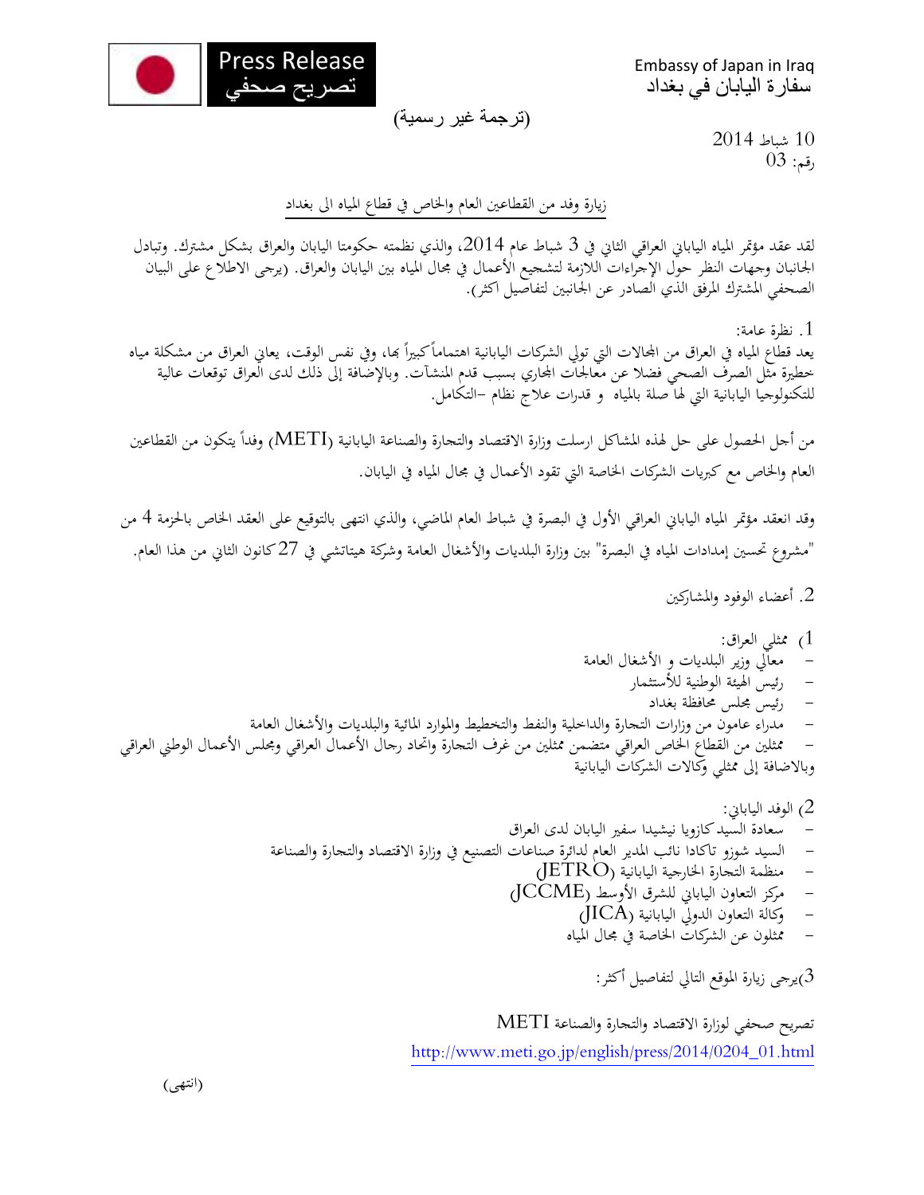Press Release
تصريح صحفي

Embassy of Japan in Iraq
سفارة اليابان في بغداد

(ترجمة غير رسمية)

10 شباط 2014
رقم: 03

## زيارة وفد من القطاعين العام والخاص في قطاع المياه الى بغداد

لقد عقد مؤتمر المياه الياباني العراقي الثاني في 3 شباط عام 2014، والذي نظمته حكومتا اليابان والعراق بشكل مشترك. وتبادل الجانبان وجهات النظر حول الإجراءات اللازمة لتشجيع الأعمال في مجال المياه بين اليابان والعراق. (يرجى الاطلاع على البيان الصحفي المشترك المرفق الذي الصادر عن الجانبين لتفاصيل اكثر).

1. نظرة عامة:
يعد قطاع المياه في العراق من المجالات التي تولي الشركات اليابانية اهتماماً كبيراً بها، وفي نفس الوقت، يعاني العراق من مشكلة مياه خطيرة مثل الصرف الصحي فضلا عن معالجات المجاري بسبب قدم المنشآت. وبالإضافة إلى ذلك لدى العراق توقعات عالية للتكنولوجيا اليابانية التي لها صلة بالمياه و قدرات علاج نظام –التكامل.

من أجل الحصول على حل لهذه المشاكل ارسلت وزارة الاقتصاد والتجارة والصناعة اليابانية (METI) وفداً يتكون من القطاعين العام والخاص مع كبريات الشركات الخاصة التي تقود الأعمال في مجال المياه في اليابان.

وقد انعقد مؤتمر المياه الياباني العراقي الأول في البصرة في شباط العام الماضي، والذي انتهى بالتوقيع على العقد الخاص بالحزمة 4 من "مشروع تحسين إمدادات المياه في البصرة" بين وزارة البلديات والأشغال العامة وشركة هيتاتشي في 27 كانون الثاني من هذا العام.

2. أعضاء الوفود والمشاركين

1) ممثلي العراق:
- معالي وزير البلديات و الأشغال العامة
- رئيس الهيئة الوطنية للأستثمار
- رئيس مجلس محافظة بغداد
- مدراء عامون من وزارات التجارة والداخلية والنفط والتخطيط والموارد المائية والبلديات والأشغال العامة
- ممثلين من القطاع الخاص العراقي متضمن ممثلين من غرف التجارة واتحاد رجال الأعمال العراقي ومجلس الأعمال الوطني العراقي وبالاضافة إلى ممثلي وكالات الشركات اليابانية

2) الوفد الياباني:
- سعادة السيد كازويا نيشيدا سفير اليابان لدى العراق
- السيد شوزو تاكادا نائب المدير العام لدائرة صناعات التصنيع في وزارة الاقتصاد والتجارة والصناعة
- منظمة التجارة الخارجية اليابانية (JETRO)
- مركز التعاون الياباني للشرق الأوسط (JCCME)
- وكالة التعاون الدولي اليابانية (JICA)
- ممثلون عن الشركات الخاصة في مجال المياه

3)يرجى زيارة الموقع التالي لتفاصيل أكثر:

تصريح صحفي لوزارة الاقتصاد والتجارة والصناعة METI
http://www.meti.go.jp/english/press/2014/0204_01.html

(انتهى)